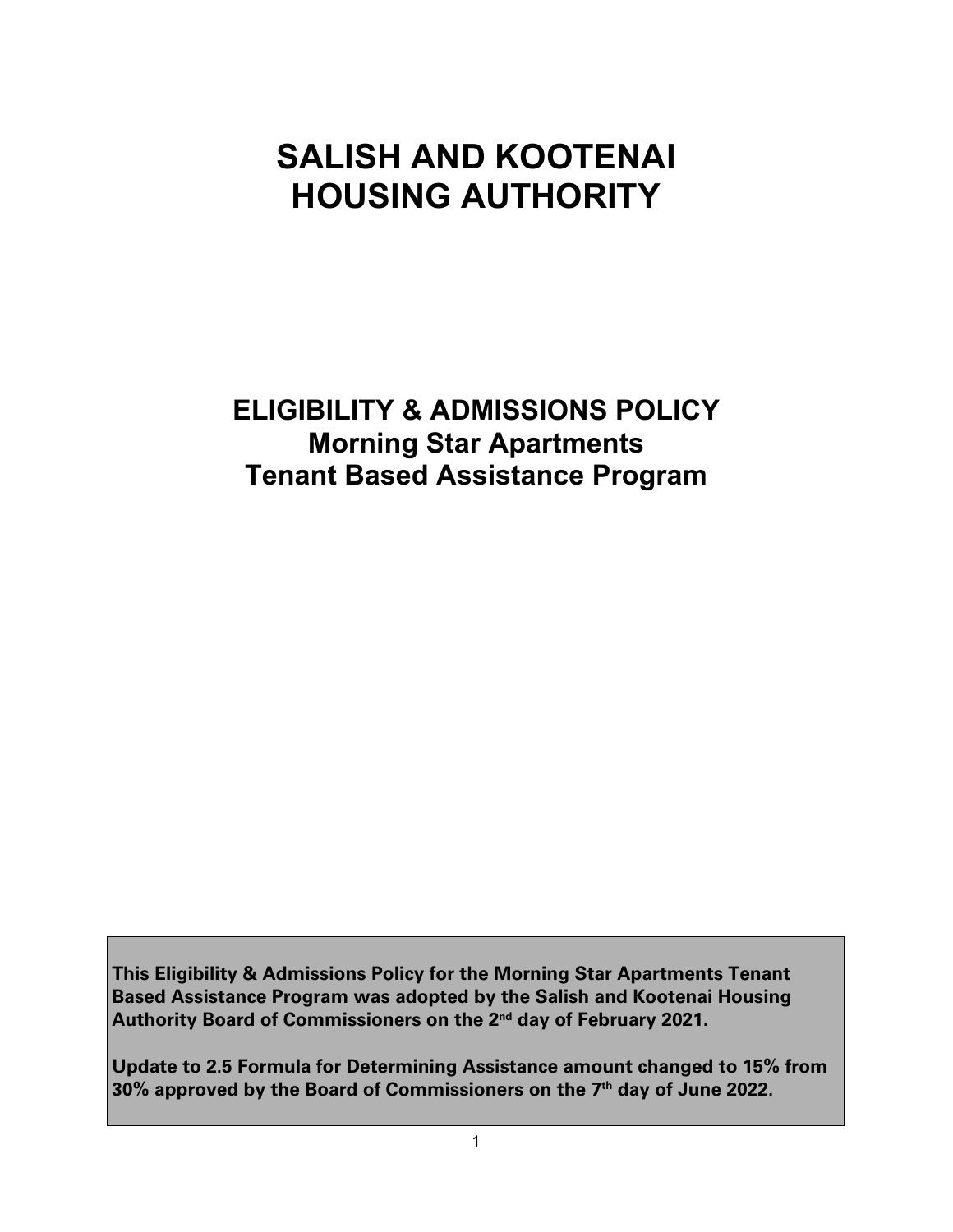# SALISH AND KOOTENAI HOUSING AUTHORITY

## ELIGIBILITY & ADMISSIONS POLICY
## Morning Star Apartments
## Tenant Based Assistance Program

**This Eligibility & Admissions Policy for the Morning Star Apartments Tenant Based Assistance Program was adopted by the Salish and Kootenai Housing Authority Board of Commissioners on the 2nd day of February 2021.**

**Update to 2.5 Formula for Determining Assistance amount changed to 15% from 30% approved by the Board of Commissioners on the 7th day of June 2022.**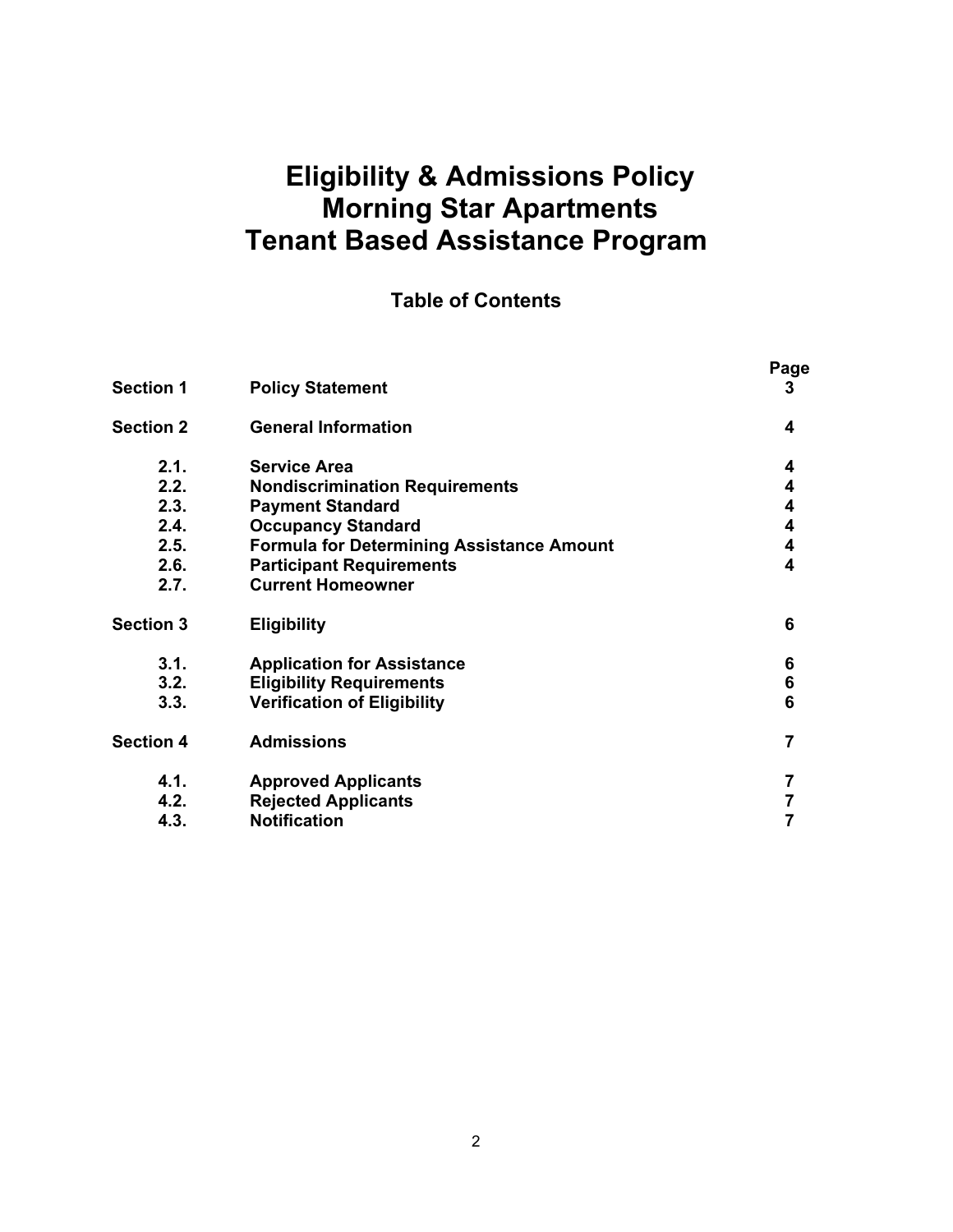# Eligibility & Admissions Policy
# Morning Star Apartments
# Tenant Based Assistance Program

## Table of Contents

| | | Page |
|---|---|---|
| **Section 1** | **Policy Statement** | **3** |
| **Section 2** | **General Information** | **4** |
| **2.1.** | **Service Area** | **4** |
| **2.2.** | **Nondiscrimination Requirements** | **4** |
| **2.3.** | **Payment Standard** | **4** |
| **2.4.** | **Occupancy Standard** | **4** |
| **2.5.** | **Formula for Determining Assistance Amount** | **4** |
| **2.6.** | **Participant Requirements** | **4** |
| **2.7.** | **Current Homeowner** | |
| **Section 3** | **Eligibility** | **6** |
| **3.1.** | **Application for Assistance** | **6** |
| **3.2.** | **Eligibility Requirements** | **6** |
| **3.3.** | **Verification of Eligibility** | **6** |
| **Section 4** | **Admissions** | **7** |
| **4.1.** | **Approved Applicants** | **7** |
| **4.2.** | **Rejected Applicants** | **7** |
| **4.3.** | **Notification** | **7** |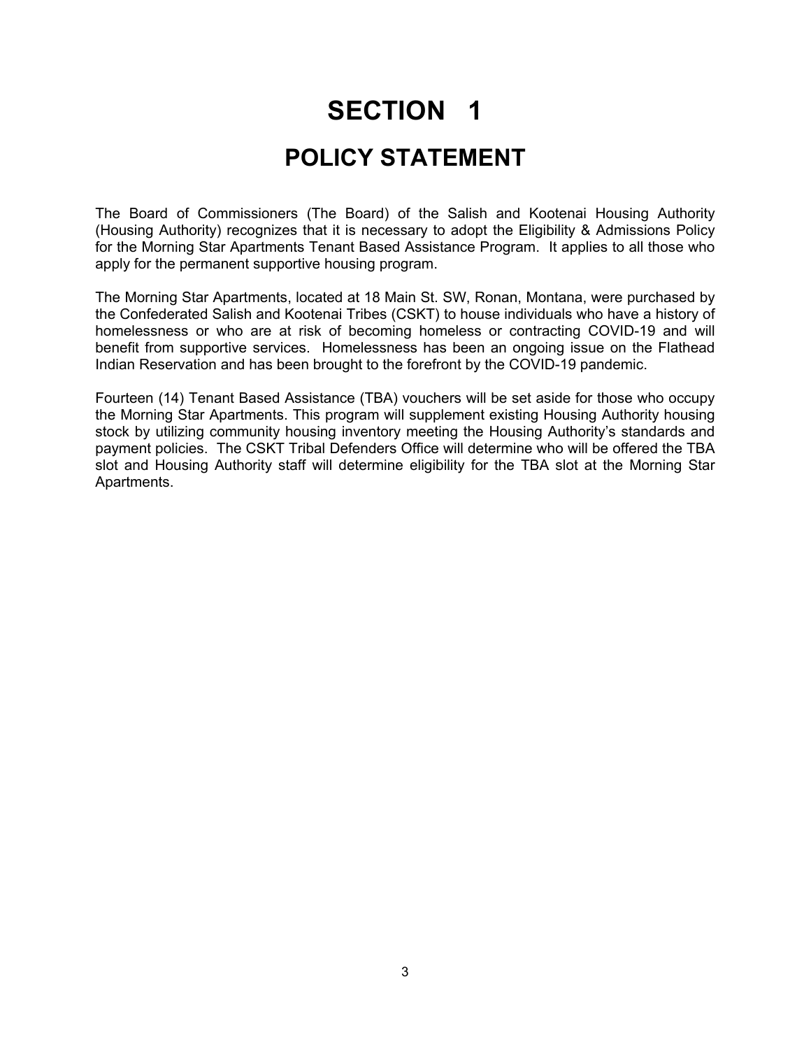# SECTION 1

## POLICY STATEMENT

The Board of Commissioners (The Board) of the Salish and Kootenai Housing Authority (Housing Authority) recognizes that it is necessary to adopt the Eligibility & Admissions Policy for the Morning Star Apartments Tenant Based Assistance Program. It applies to all those who apply for the permanent supportive housing program.

The Morning Star Apartments, located at 18 Main St. SW, Ronan, Montana, were purchased by the Confederated Salish and Kootenai Tribes (CSKT) to house individuals who have a history of homelessness or who are at risk of becoming homeless or contracting COVID-19 and will benefit from supportive services. Homelessness has been an ongoing issue on the Flathead Indian Reservation and has been brought to the forefront by the COVID-19 pandemic.

Fourteen (14) Tenant Based Assistance (TBA) vouchers will be set aside for those who occupy the Morning Star Apartments. This program will supplement existing Housing Authority housing stock by utilizing community housing inventory meeting the Housing Authority's standards and payment policies. The CSKT Tribal Defenders Office will determine who will be offered the TBA slot and Housing Authority staff will determine eligibility for the TBA slot at the Morning Star Apartments.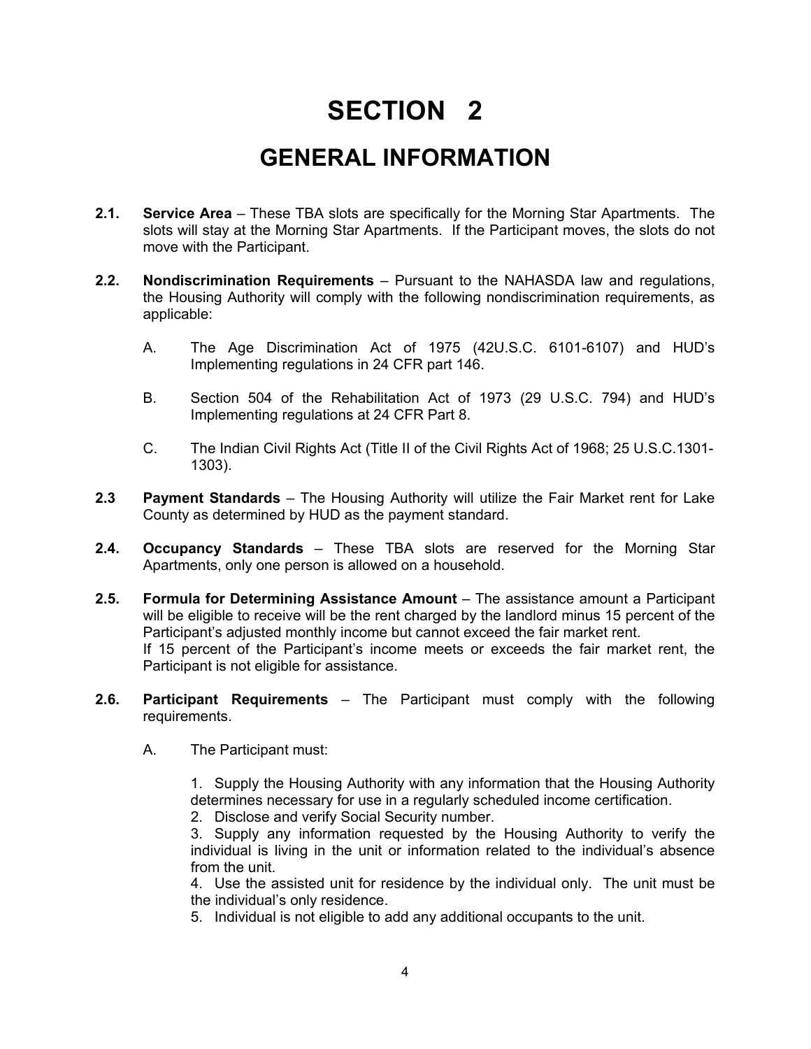# SECTION 2

## GENERAL INFORMATION

**2.1. Service Area** – These TBA slots are specifically for the Morning Star Apartments. The slots will stay at the Morning Star Apartments. If the Participant moves, the slots do not move with the Participant.

**2.2. Nondiscrimination Requirements** – Pursuant to the NAHASDA law and regulations, the Housing Authority will comply with the following nondiscrimination requirements, as applicable:

A. The Age Discrimination Act of 1975 (42U.S.C. 6101-6107) and HUD's Implementing regulations in 24 CFR part 146.

B. Section 504 of the Rehabilitation Act of 1973 (29 U.S.C. 794) and HUD's Implementing regulations at 24 CFR Part 8.

C. The Indian Civil Rights Act (Title II of the Civil Rights Act of 1968; 25 U.S.C.1301-1303).

**2.3 Payment Standards** – The Housing Authority will utilize the Fair Market rent for Lake County as determined by HUD as the payment standard.

**2.4. Occupancy Standards** – These TBA slots are reserved for the Morning Star Apartments, only one person is allowed on a household.

**2.5. Formula for Determining Assistance Amount** – The assistance amount a Participant will be eligible to receive will be the rent charged by the landlord minus 15 percent of the Participant's adjusted monthly income but cannot exceed the fair market rent.
If 15 percent of the Participant's income meets or exceeds the fair market rent, the Participant is not eligible for assistance.

**2.6. Participant Requirements** – The Participant must comply with the following requirements.

A. The Participant must:

1. Supply the Housing Authority with any information that the Housing Authority determines necessary for use in a regularly scheduled income certification.
2. Disclose and verify Social Security number.
3. Supply any information requested by the Housing Authority to verify the individual is living in the unit or information related to the individual's absence from the unit.
4. Use the assisted unit for residence by the individual only. The unit must be the individual's only residence.
5. Individual is not eligible to add any additional occupants to the unit.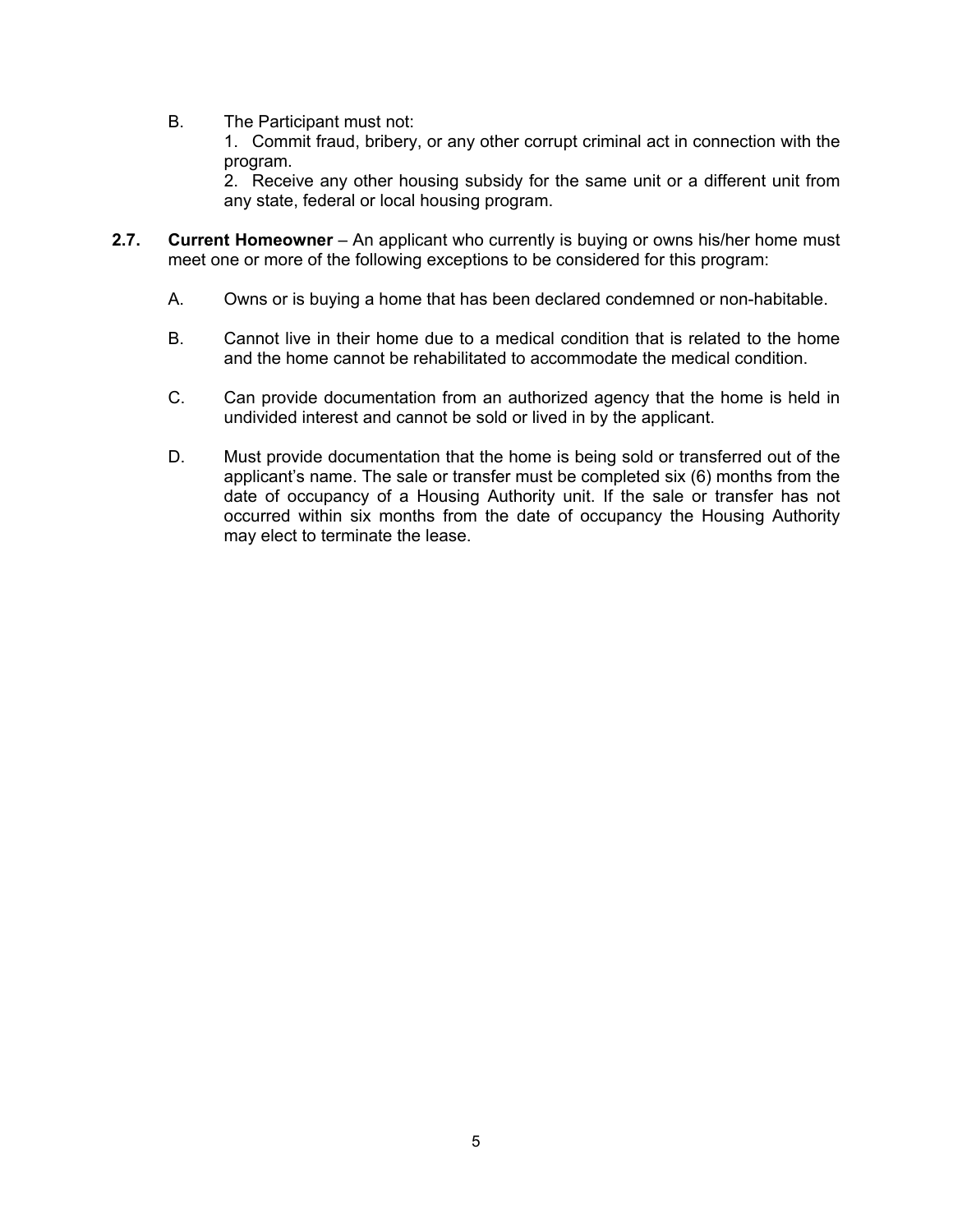B. The Participant must not:

1. Commit fraud, bribery, or any other corrupt criminal act in connection with the program.
2. Receive any other housing subsidy for the same unit or a different unit from any state, federal or local housing program.

**2.7. Current Homeowner** – An applicant who currently is buying or owns his/her home must meet one or more of the following exceptions to be considered for this program:

A. Owns or is buying a home that has been declared condemned or non-habitable.

B. Cannot live in their home due to a medical condition that is related to the home and the home cannot be rehabilitated to accommodate the medical condition.

C. Can provide documentation from an authorized agency that the home is held in undivided interest and cannot be sold or lived in by the applicant.

D. Must provide documentation that the home is being sold or transferred out of the applicant's name. The sale or transfer must be completed six (6) months from the date of occupancy of a Housing Authority unit. If the sale or transfer has not occurred within six months from the date of occupancy the Housing Authority may elect to terminate the lease.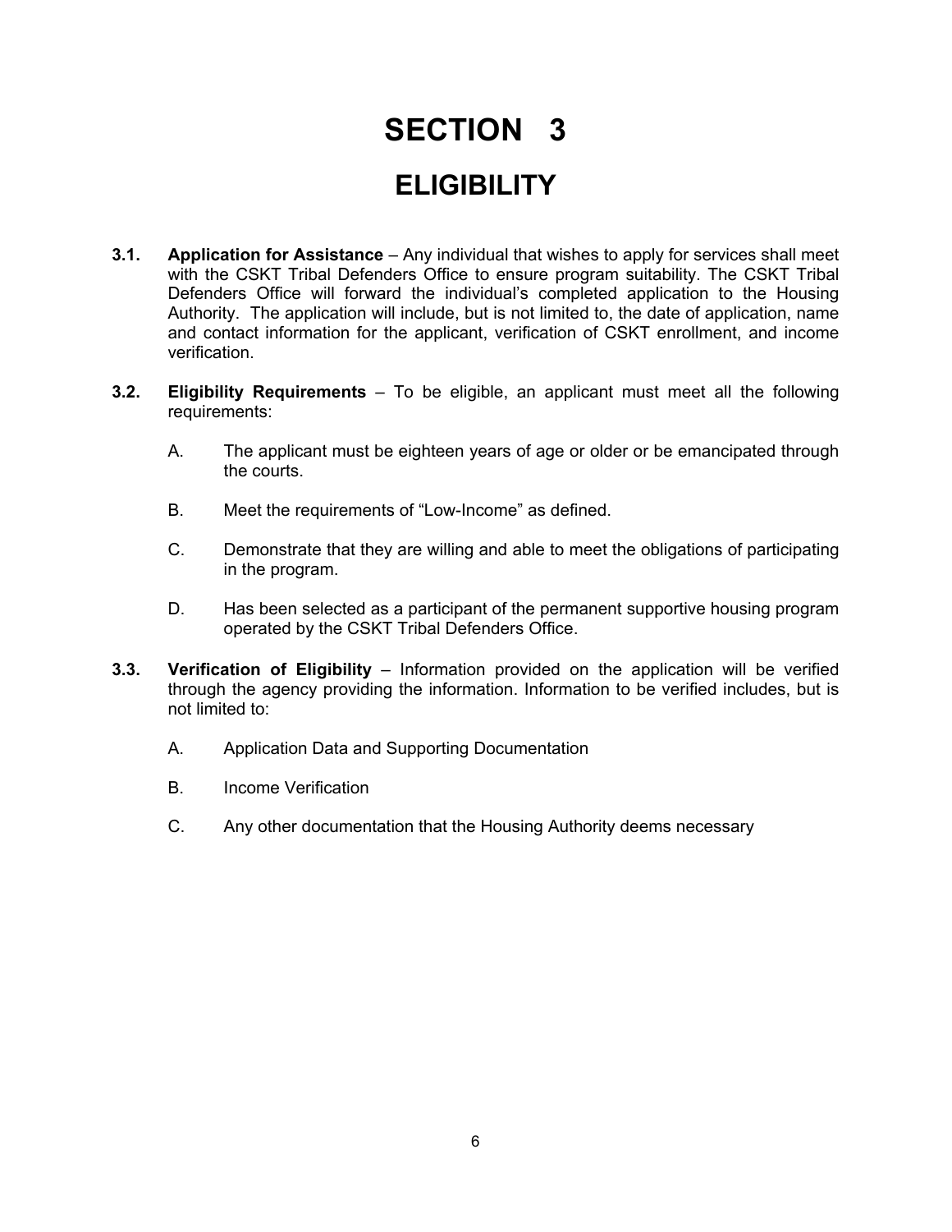# SECTION 3

## ELIGIBILITY

**3.1. Application for Assistance** – Any individual that wishes to apply for services shall meet with the CSKT Tribal Defenders Office to ensure program suitability. The CSKT Tribal Defenders Office will forward the individual's completed application to the Housing Authority. The application will include, but is not limited to, the date of application, name and contact information for the applicant, verification of CSKT enrollment, and income verification.

**3.2. Eligibility Requirements** – To be eligible, an applicant must meet all the following requirements:

A. The applicant must be eighteen years of age or older or be emancipated through the courts.

B. Meet the requirements of "Low-Income" as defined.

C. Demonstrate that they are willing and able to meet the obligations of participating in the program.

D. Has been selected as a participant of the permanent supportive housing program operated by the CSKT Tribal Defenders Office.

**3.3. Verification of Eligibility** – Information provided on the application will be verified through the agency providing the information. Information to be verified includes, but is not limited to:

A. Application Data and Supporting Documentation

B. Income Verification

C. Any other documentation that the Housing Authority deems necessary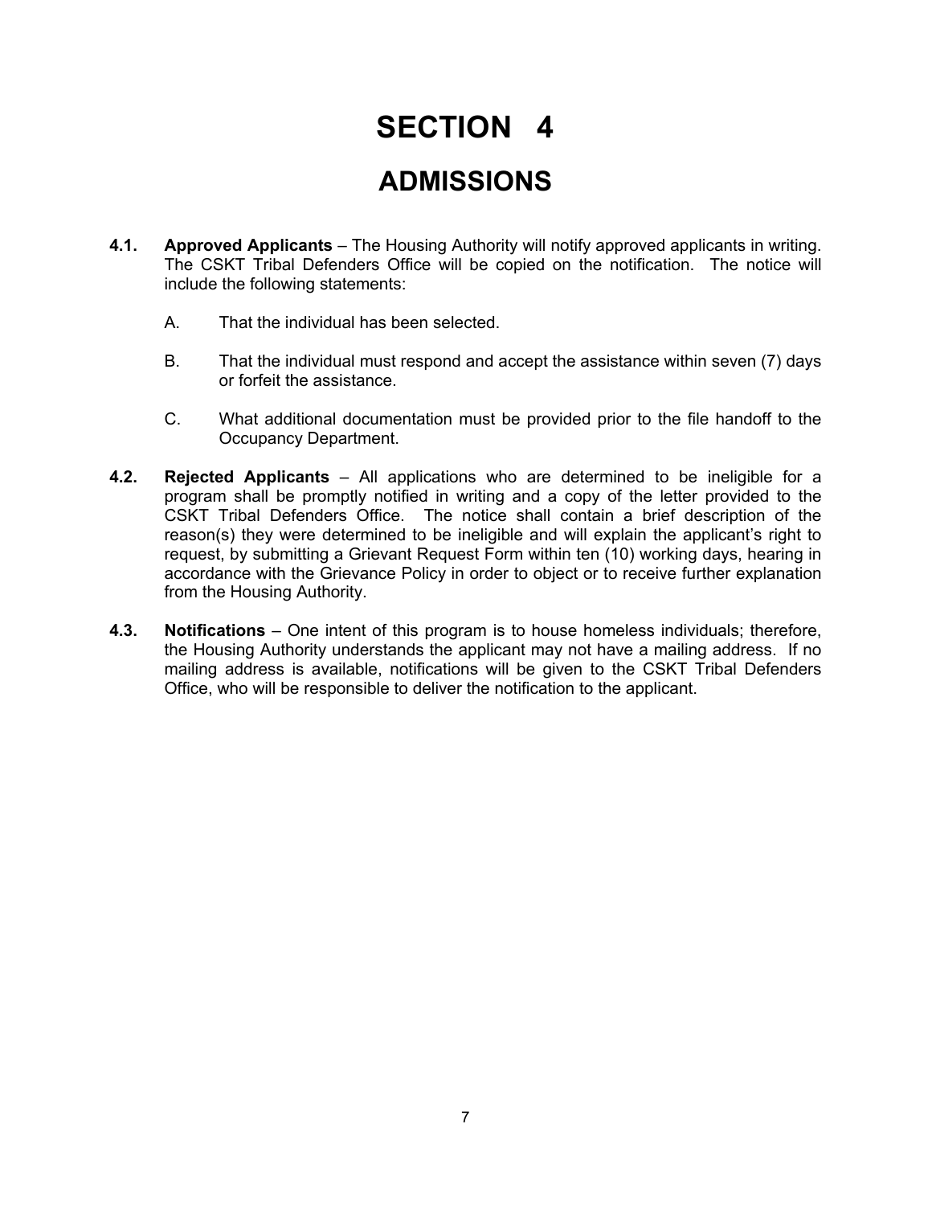# SECTION 4

## ADMISSIONS

**4.1. Approved Applicants** – The Housing Authority will notify approved applicants in writing. The CSKT Tribal Defenders Office will be copied on the notification. The notice will include the following statements:

A. That the individual has been selected.

B. That the individual must respond and accept the assistance within seven (7) days or forfeit the assistance.

C. What additional documentation must be provided prior to the file handoff to the Occupancy Department.

**4.2. Rejected Applicants** – All applications who are determined to be ineligible for a program shall be promptly notified in writing and a copy of the letter provided to the CSKT Tribal Defenders Office. The notice shall contain a brief description of the reason(s) they were determined to be ineligible and will explain the applicant's right to request, by submitting a Grievant Request Form within ten (10) working days, hearing in accordance with the Grievance Policy in order to object or to receive further explanation from the Housing Authority.

**4.3. Notifications** – One intent of this program is to house homeless individuals; therefore, the Housing Authority understands the applicant may not have a mailing address. If no mailing address is available, notifications will be given to the CSKT Tribal Defenders Office, who will be responsible to deliver the notification to the applicant.